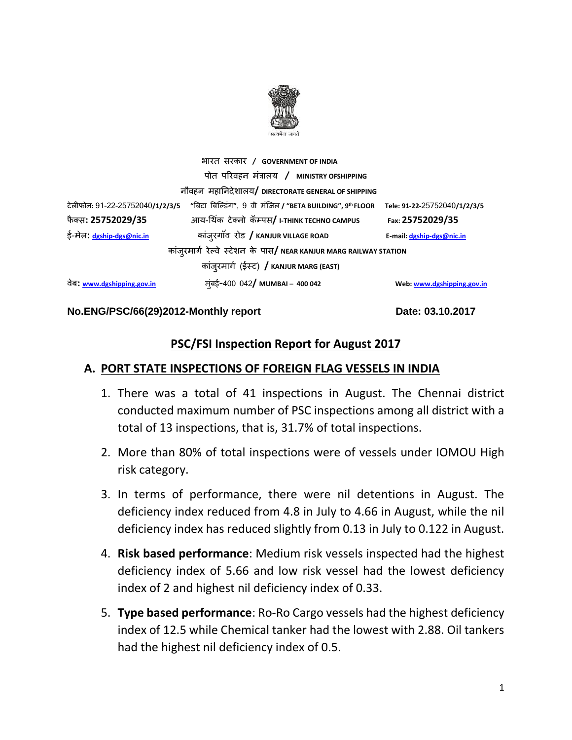भारत सरकार / **GOVERNMENT OF INDIA**

पोत परिवहन मंत्रालय / **MINISTRY OFSHIPPING**

नौवहन महानिदेशालय/ **DIRECTORATE GENERAL OF SHIPPING**

टेलीफोन: 91-22-25752040/**1/2/3/5** "बिटा बिल्डिंग", 9 वी मंजिल / **"BETA BUILDING", 9th FLOOR** **Tele: 91-22-**25752040/**1/2/3/5**

फैक्स: **25752029/35** आय-थिंक टेक्नो कॅम्पस/ **I-THINK TECHNO CAMPUS** **Fax: 25752029/35**

ई-मेल: **dgship-dgs@nic.in** कांजुरगॉव रोड / **KANJUR VILLAGE ROAD** **E-mail: dgship-dgs@nic.in**

कांजुरमार्ग रेल्वे स्टेशन के पास/ **NEAR KANJUR MARG RAILWAY STATION**

कांजुरमार्ग (ईस्ट) / **KANJUR MARG (EAST)**

वेब: **www.dgshipping.gov.in** मुंबई-400 042/ **MUMBAI – 400 042** **Web: www.dgshipping.gov.in**

**No.ENG/PSC/66(29)2012-Monthly report** **Date: 03.10.2017**

## PSC/FSI Inspection Report for August 2017

### A. PORT STATE INSPECTIONS OF FOREIGN FLAG VESSELS IN INDIA

1. There was a total of 41 inspections in August. The Chennai district conducted maximum number of PSC inspections among all district with a total of 13 inspections, that is, 31.7% of total inspections.
2. More than 80% of total inspections were of vessels under IOMOU High risk category.
3. In terms of performance, there were nil detentions in August. The deficiency index reduced from 4.8 in July to 4.66 in August, while the nil deficiency index has reduced slightly from 0.13 in July to 0.122 in August.
4. **Risk based performance**: Medium risk vessels inspected had the highest deficiency index of 5.66 and low risk vessel had the lowest deficiency index of 2 and highest nil deficiency index of 0.33.
5. **Type based performance**: Ro-Ro Cargo vessels had the highest deficiency index of 12.5 while Chemical tanker had the lowest with 2.88. Oil tankers had the highest nil deficiency index of 0.5.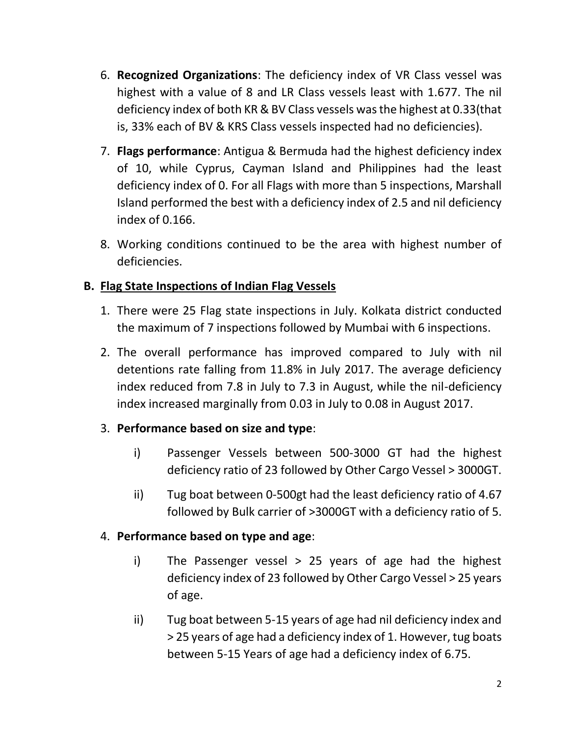6. **Recognized Organizations**: The deficiency index of VR Class vessel was highest with a value of 8 and LR Class vessels least with 1.677. The nil deficiency index of both KR & BV Class vessels was the highest at 0.33(that is, 33% each of BV & KRS Class vessels inspected had no deficiencies).
7. **Flags performance**: Antigua & Bermuda had the highest deficiency index of 10, while Cyprus, Cayman Island and Philippines had the least deficiency index of 0. For all Flags with more than 5 inspections, Marshall Island performed the best with a deficiency index of 2.5 and nil deficiency index of 0.166.
8. Working conditions continued to be the area with highest number of deficiencies.

## B. Flag State Inspections of Indian Flag Vessels

1. There were 25 Flag state inspections in July. Kolkata district conducted the maximum of 7 inspections followed by Mumbai with 6 inspections.
2. The overall performance has improved compared to July with nil detentions rate falling from 11.8% in July 2017. The average deficiency index reduced from 7.8 in July to 7.3 in August, while the nil-deficiency index increased marginally from 0.03 in July to 0.08 in August 2017.
3. **Performance based on size and type**:
   - i) Passenger Vessels between 500-3000 GT had the highest deficiency ratio of 23 followed by Other Cargo Vessel > 3000GT.
   - ii) Tug boat between 0-500gt had the least deficiency ratio of 4.67 followed by Bulk carrier of >3000GT with a deficiency ratio of 5.
4. **Performance based on type and age**:
   - i) The Passenger vessel > 25 years of age had the highest deficiency index of 23 followed by Other Cargo Vessel > 25 years of age.
   - ii) Tug boat between 5-15 years of age had nil deficiency index and > 25 years of age had a deficiency index of 1. However, tug boats between 5-15 Years of age had a deficiency index of 6.75.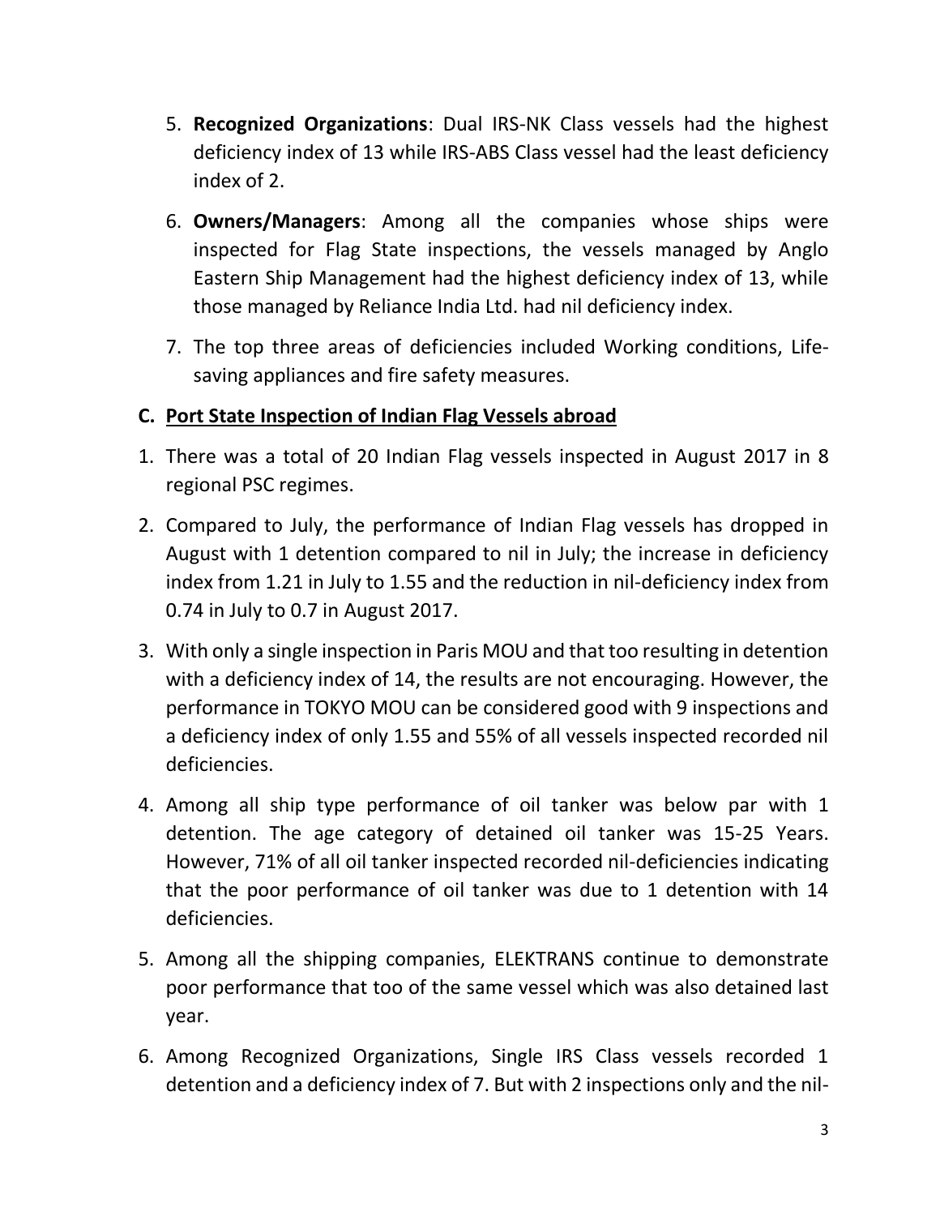5. **Recognized Organizations**: Dual IRS-NK Class vessels had the highest deficiency index of 13 while IRS-ABS Class vessel had the least deficiency index of 2.

6. **Owners/Managers**: Among all the companies whose ships were inspected for Flag State inspections, the vessels managed by Anglo Eastern Ship Management had the highest deficiency index of 13, while those managed by Reliance India Ltd. had nil deficiency index.

7. The top three areas of deficiencies included Working conditions, Life-saving appliances and fire safety measures.

### C. Port State Inspection of Indian Flag Vessels abroad

1. There was a total of 20 Indian Flag vessels inspected in August 2017 in 8 regional PSC regimes.

2. Compared to July, the performance of Indian Flag vessels has dropped in August with 1 detention compared to nil in July; the increase in deficiency index from 1.21 in July to 1.55 and the reduction in nil-deficiency index from 0.74 in July to 0.7 in August 2017.

3. With only a single inspection in Paris MOU and that too resulting in detention with a deficiency index of 14, the results are not encouraging. However, the performance in TOKYO MOU can be considered good with 9 inspections and a deficiency index of only 1.55 and 55% of all vessels inspected recorded nil deficiencies.

4. Among all ship type performance of oil tanker was below par with 1 detention. The age category of detained oil tanker was 15-25 Years. However, 71% of all oil tanker inspected recorded nil-deficiencies indicating that the poor performance of oil tanker was due to 1 detention with 14 deficiencies.

5. Among all the shipping companies, ELEKTRANS continue to demonstrate poor performance that too of the same vessel which was also detained last year.

6. Among Recognized Organizations, Single IRS Class vessels recorded 1 detention and a deficiency index of 7. But with 2 inspections only and the nil-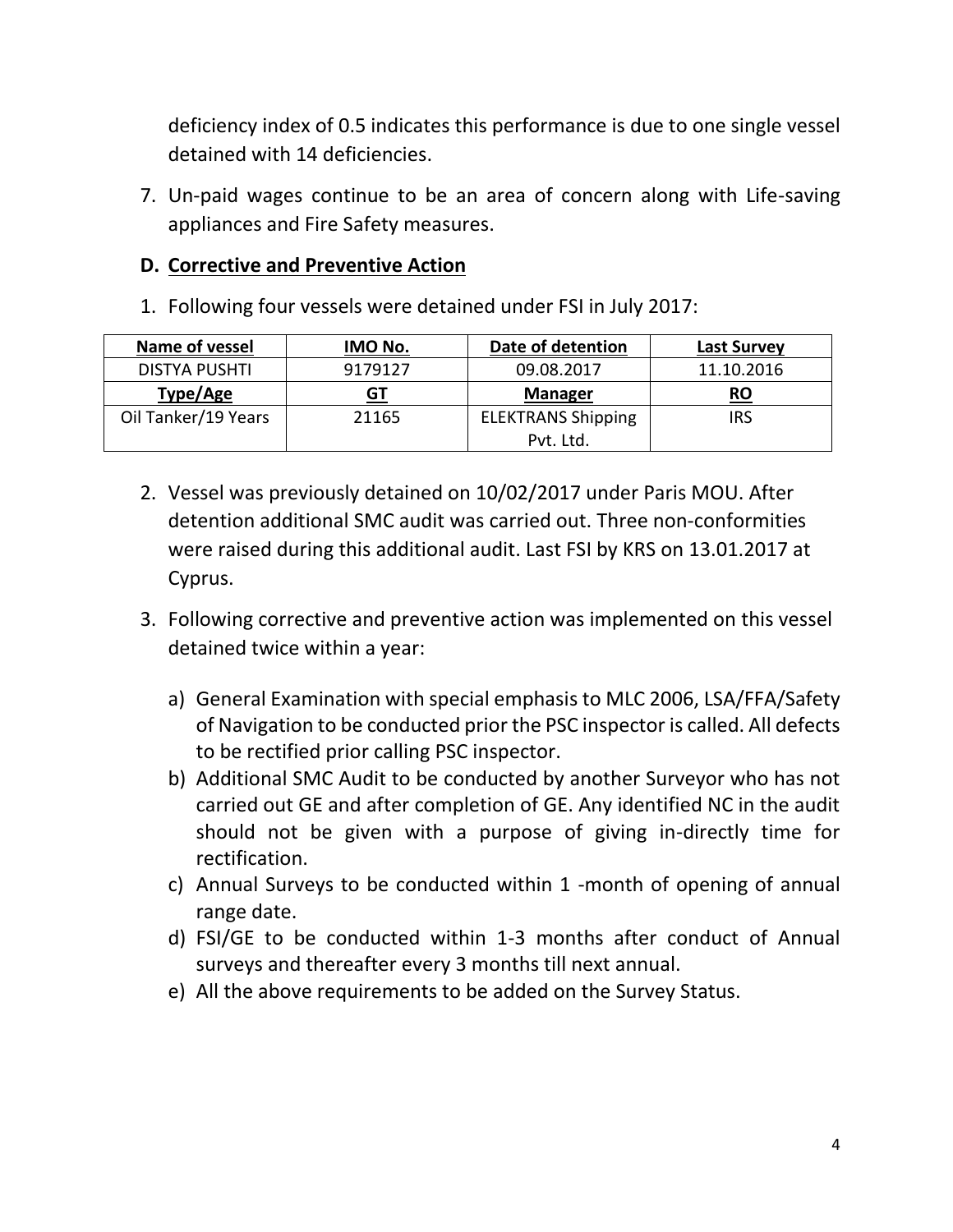deficiency index of 0.5 indicates this performance is due to one single vessel detained with 14 deficiencies.

7. Un-paid wages continue to be an area of concern along with Life-saving appliances and Fire Safety measures.

### D. Corrective and Preventive Action

1. Following four vessels were detained under FSI in July 2017:

| Name of vessel | IMO No. | Date of detention | Last Survey |
|---|---|---|---|
| DISTYA PUSHTI | 9179127 | 09.08.2017 | 11.10.2016 |
| **Type/Age** | **GT** | **Manager** | **RO** |
| Oil Tanker/19 Years | 21165 | ELEKTRANS Shipping Pvt. Ltd. | IRS |

2. Vessel was previously detained on 10/02/2017 under Paris MOU. After detention additional SMC audit was carried out. Three non-conformities were raised during this additional audit. Last FSI by KRS on 13.01.2017 at Cyprus.

3. Following corrective and preventive action was implemented on this vessel detained twice within a year:

   a) General Examination with special emphasis to MLC 2006, LSA/FFA/Safety of Navigation to be conducted prior the PSC inspector is called. All defects to be rectified prior calling PSC inspector.
   b) Additional SMC Audit to be conducted by another Surveyor who has not carried out GE and after completion of GE. Any identified NC in the audit should not be given with a purpose of giving in-directly time for rectification.
   c) Annual Surveys to be conducted within 1 -month of opening of annual range date.
   d) FSI/GE to be conducted within 1-3 months after conduct of Annual surveys and thereafter every 3 months till next annual.
   e) All the above requirements to be added on the Survey Status.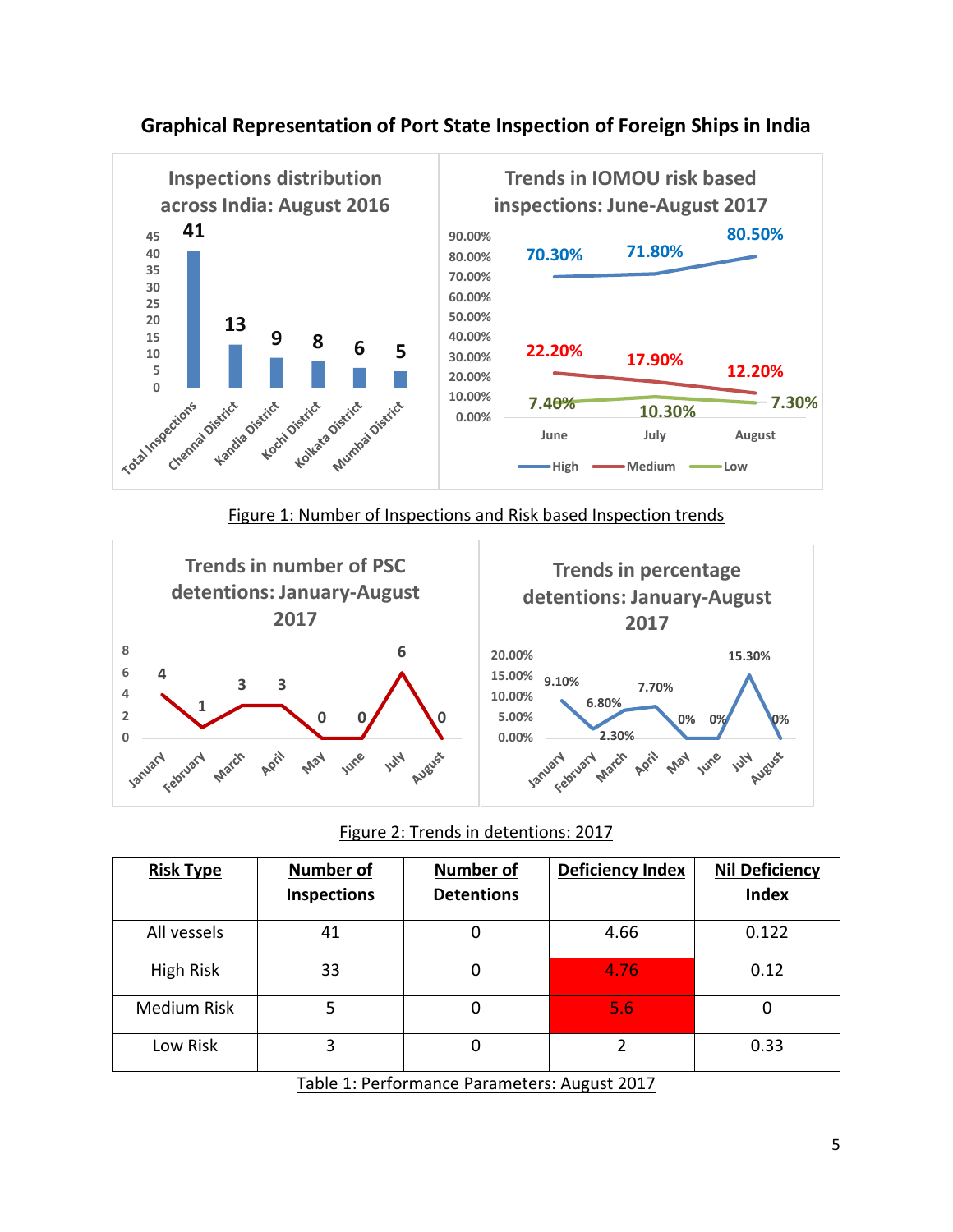## Graphical Representation of Port State Inspection of Foreign Ships in India

Figure 1: Number of Inspections and Risk based Inspection trends

Figure 2: Trends in detentions: 2017

| Risk Type | Number of Inspections | Number of Detentions | Deficiency Index | Nil Deficiency Index |
|---|---|---|---|---|
| All vessels | 41 | 0 | 4.66 | 0.122 |
| High Risk | 33 | 0 | 4.76 | 0.12 |
| Medium Risk | 5 | 0 | 5.6 | 0 |
| Low Risk | 3 | 0 | 2 | 0.33 |

Table 1: Performance Parameters: August 2017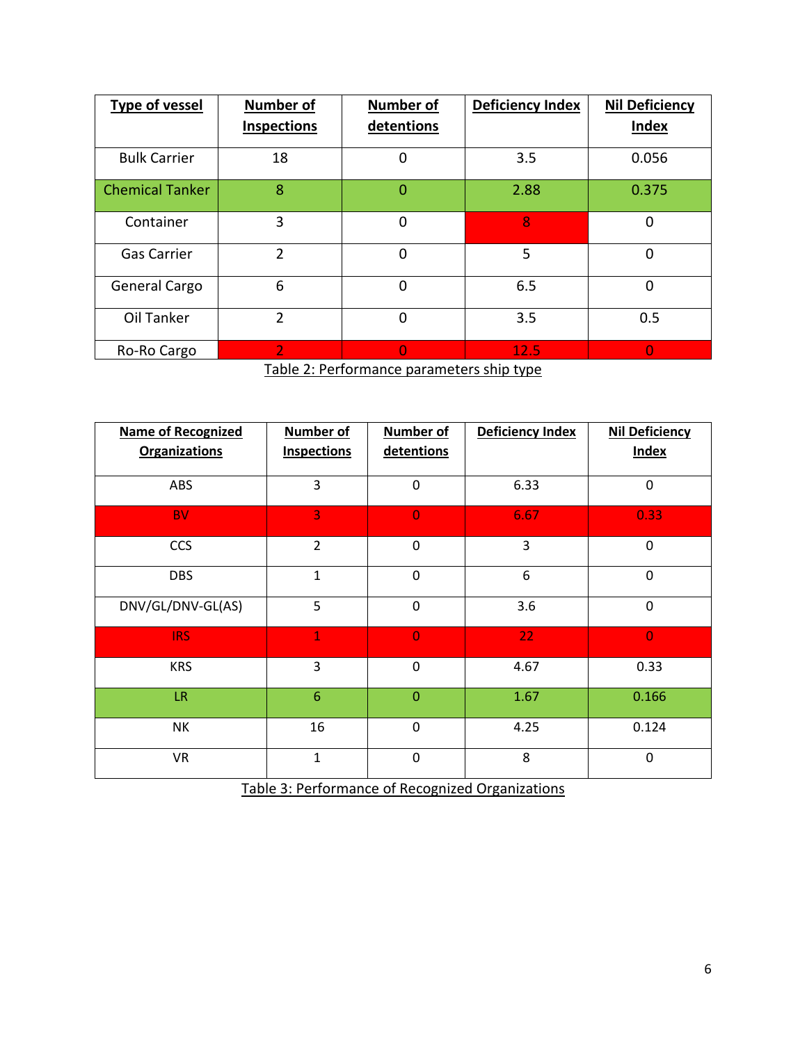| Type of vessel | Number of Inspections | Number of detentions | Deficiency Index | Nil Deficiency Index |
|---|---|---|---|---|
| Bulk Carrier | 18 | 0 | 3.5 | 0.056 |
| Chemical Tanker | 8 | 0 | 2.88 | 0.375 |
| Container | 3 | 0 | 8 | 0 |
| Gas Carrier | 2 | 0 | 5 | 0 |
| General Cargo | 6 | 0 | 6.5 | 0 |
| Oil Tanker | 2 | 0 | 3.5 | 0.5 |
| Ro-Ro Cargo | 2 | 0 | 12.5 | 0 |

Table 2: Performance parameters ship type

| Name of Recognized Organizations | Number of Inspections | Number of detentions | Deficiency Index | Nil Deficiency Index |
|---|---|---|---|---|
| ABS | 3 | 0 | 6.33 | 0 |
| BV | 3 | 0 | 6.67 | 0.33 |
| CCS | 2 | 0 | 3 | 0 |
| DBS | 1 | 0 | 6 | 0 |
| DNV/GL/DNV-GL(AS) | 5 | 0 | 3.6 | 0 |
| IRS | 1 | 0 | 22 | 0 |
| KRS | 3 | 0 | 4.67 | 0.33 |
| LR | 6 | 0 | 1.67 | 0.166 |
| NK | 16 | 0 | 4.25 | 0.124 |
| VR | 1 | 0 | 8 | 0 |

Table 3: Performance of Recognized Organizations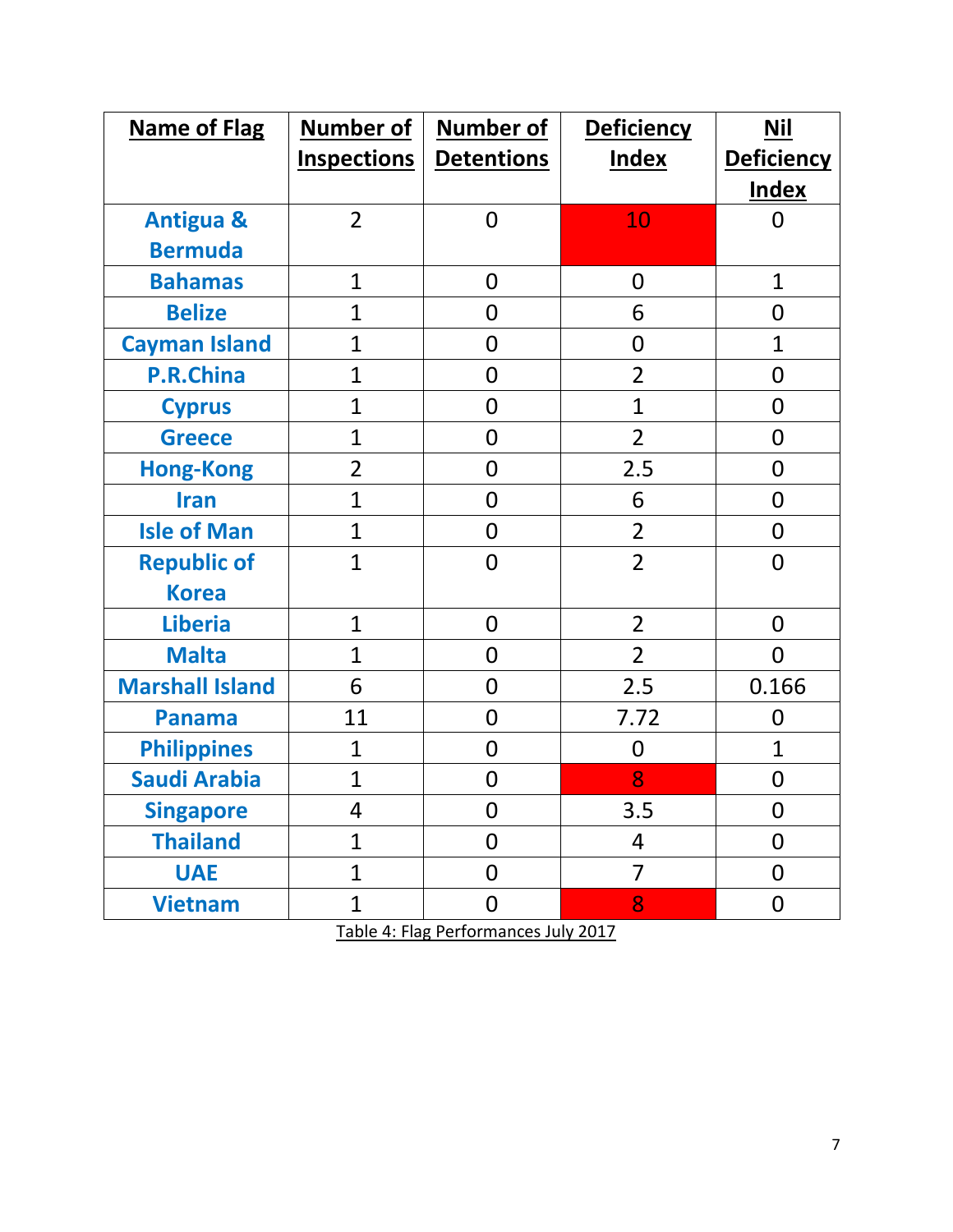| Name of Flag | Number of Inspections | Number of Detentions | Deficiency Index | Nil Deficiency Index |
|---|---|---|---|---|
| Antigua & Bermuda | 2 | 0 | 10 | 0 |
| Bahamas | 1 | 0 | 0 | 1 |
| Belize | 1 | 0 | 6 | 0 |
| Cayman Island | 1 | 0 | 0 | 1 |
| P.R.China | 1 | 0 | 2 | 0 |
| Cyprus | 1 | 0 | 1 | 0 |
| Greece | 1 | 0 | 2 | 0 |
| Hong-Kong | 2 | 0 | 2.5 | 0 |
| Iran | 1 | 0 | 6 | 0 |
| Isle of Man | 1 | 0 | 2 | 0 |
| Republic of Korea | 1 | 0 | 2 | 0 |
| Liberia | 1 | 0 | 2 | 0 |
| Malta | 1 | 0 | 2 | 0 |
| Marshall Island | 6 | 0 | 2.5 | 0.166 |
| Panama | 11 | 0 | 7.72 | 0 |
| Philippines | 1 | 0 | 0 | 1 |
| Saudi Arabia | 1 | 0 | 8 | 0 |
| Singapore | 4 | 0 | 3.5 | 0 |
| Thailand | 1 | 0 | 4 | 0 |
| UAE | 1 | 0 | 7 | 0 |
| Vietnam | 1 | 0 | 8 | 0 |

Table 4: Flag Performances July 2017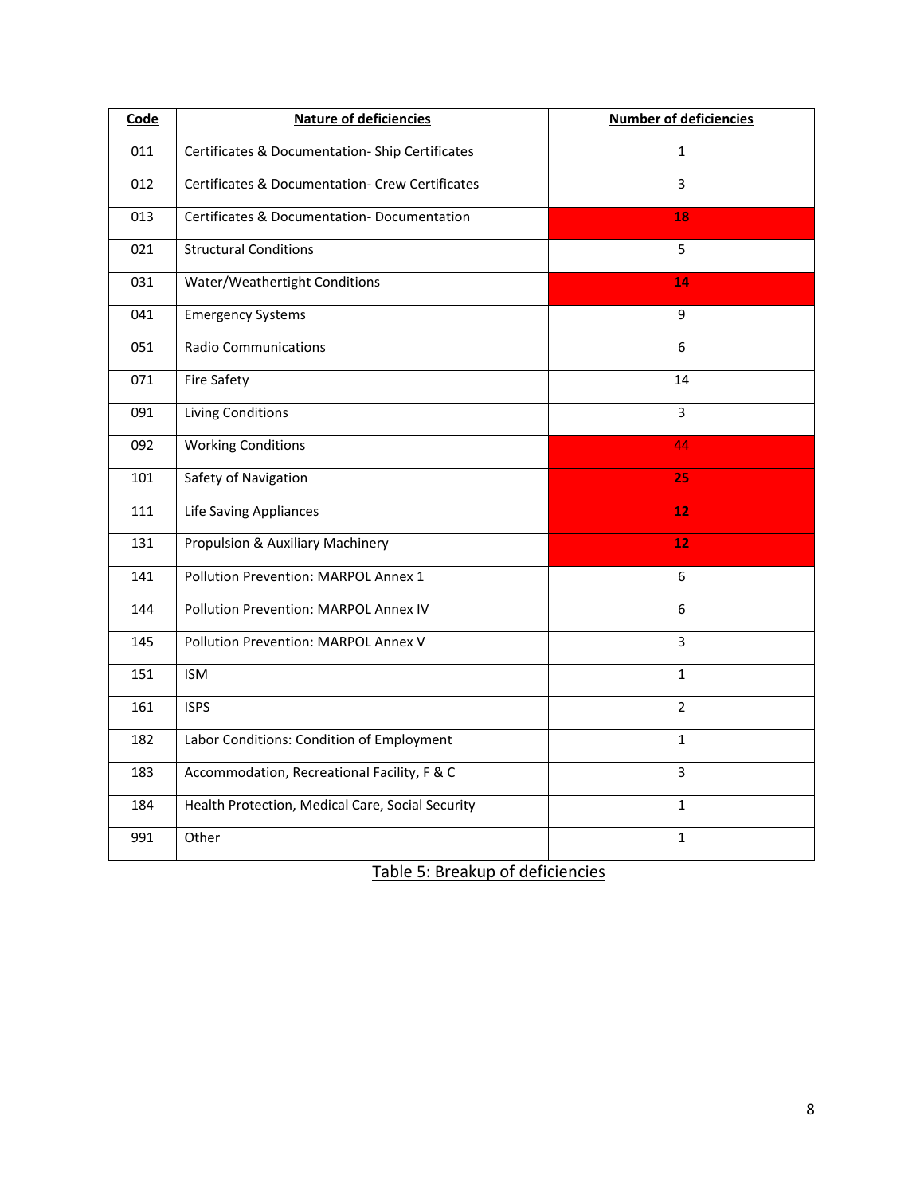| Code | Nature of deficiencies | Number of deficiencies |
|---|---|---|
| 011 | Certificates & Documentation- Ship Certificates | 1 |
| 012 | Certificates & Documentation- Crew Certificates | 3 |
| 013 | Certificates & Documentation- Documentation | **18** |
| 021 | Structural Conditions | 5 |
| 031 | Water/Weathertight Conditions | **14** |
| 041 | Emergency Systems | 9 |
| 051 | Radio Communications | 6 |
| 071 | Fire Safety | 14 |
| 091 | Living Conditions | 3 |
| 092 | Working Conditions | 44 |
| 101 | Safety of Navigation | **25** |
| 111 | Life Saving Appliances | **12** |
| 131 | Propulsion & Auxiliary Machinery | **12** |
| 141 | Pollution Prevention: MARPOL Annex 1 | 6 |
| 144 | Pollution Prevention: MARPOL Annex IV | 6 |
| 145 | Pollution Prevention: MARPOL Annex V | 3 |
| 151 | ISM | 1 |
| 161 | ISPS | 2 |
| 182 | Labor Conditions: Condition of Employment | 1 |
| 183 | Accommodation, Recreational Facility, F & C | 3 |
| 184 | Health Protection, Medical Care, Social Security | 1 |
| 991 | Other | 1 |

Table 5: Breakup of deficiencies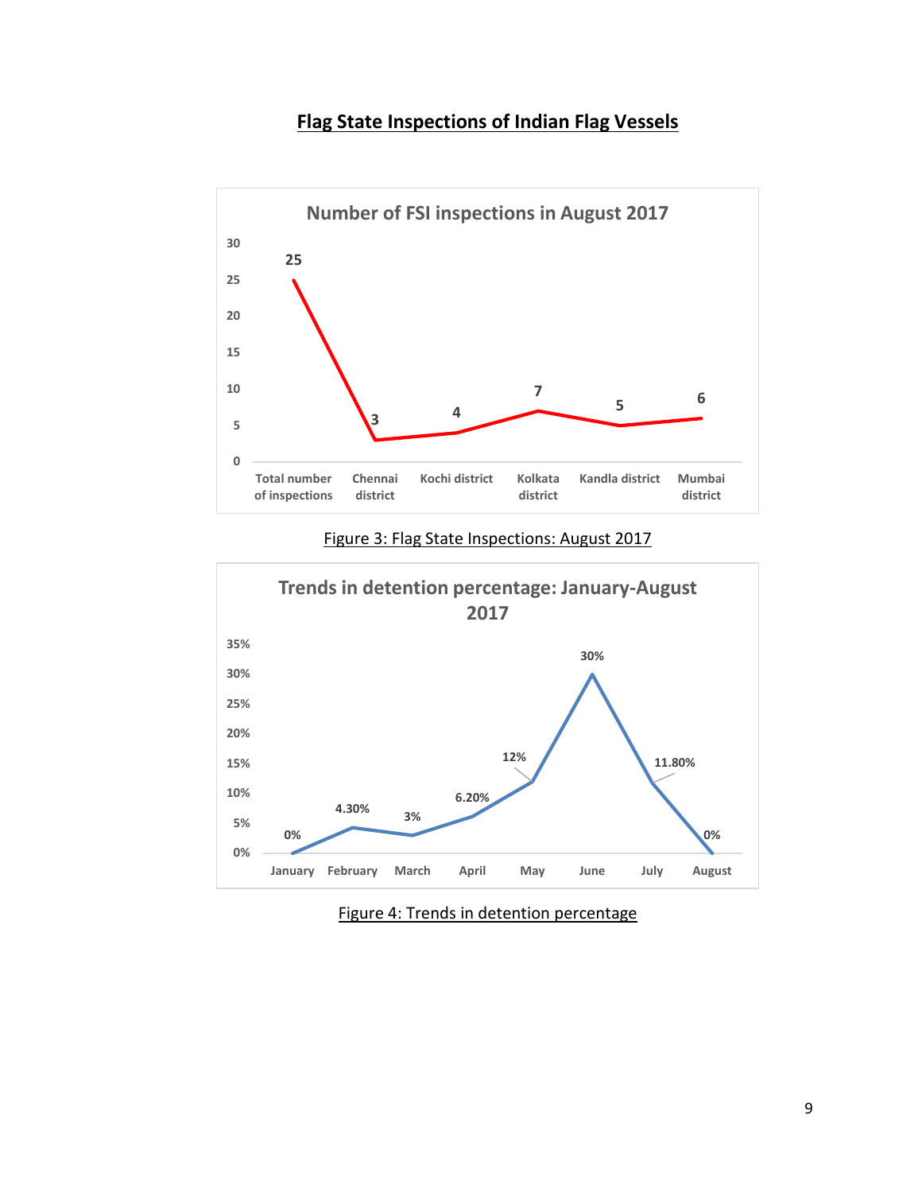# Flag State Inspections of Indian Flag Vessels

**Number of FSI inspections in August 2017**

| Category | Number |
|---|---|
| Total number of inspections | 25 |
| Chennai district | 3 |
| Kochi district | 4 |
| Kolkata district | 7 |
| Kandla district | 5 |
| Mumbai district | 6 |

Figure 3: Flag State Inspections: August 2017

**Trends in detention percentage: January-August 2017**

| Month | Detention percentage |
|---|---|
| January | 0% |
| February | 4.30% |
| March | 3% |
| April | 6.20% |
| May | 12% |
| June | 30% |
| July | 11.80% |
| August | 0% |

Figure 4: Trends in detention percentage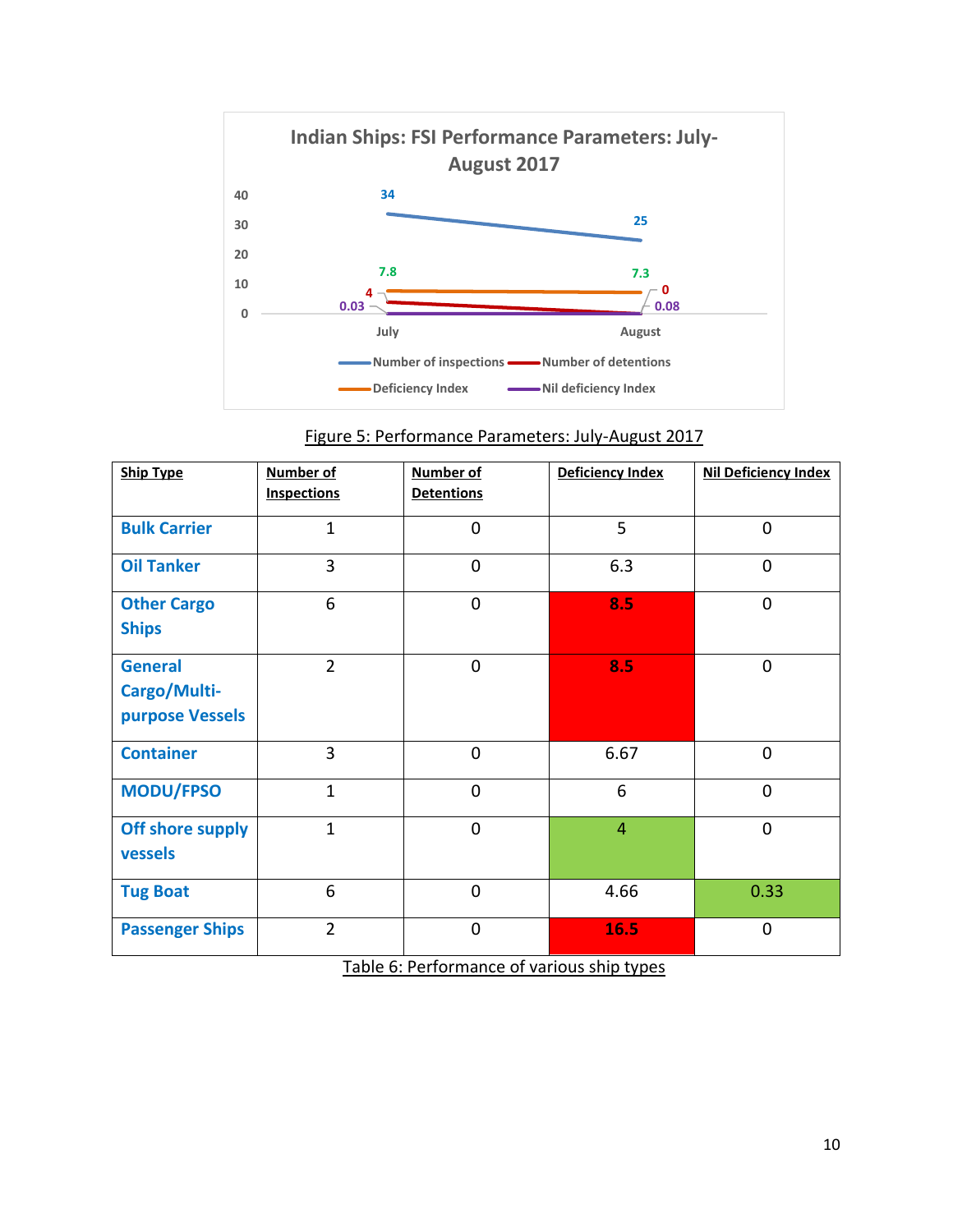Figure 5: Performance Parameters: July-August 2017

| Ship Type | Number of Inspections | Number of Detentions | Deficiency Index | Nil Deficiency Index |
|---|---|---|---|---|
| Bulk Carrier | 1 | 0 | 5 | 0 |
| Oil Tanker | 3 | 0 | 6.3 | 0 |
| Other Cargo Ships | 6 | 0 | 8.5 | 0 |
| General Cargo/Multi-purpose Vessels | 2 | 0 | 8.5 | 0 |
| Container | 3 | 0 | 6.67 | 0 |
| MODU/FPSO | 1 | 0 | 6 | 0 |
| Off shore supply vessels | 1 | 0 | 4 | 0 |
| Tug Boat | 6 | 0 | 4.66 | 0.33 |
| Passenger Ships | 2 | 0 | 16.5 | 0 |

Table 6: Performance of various ship types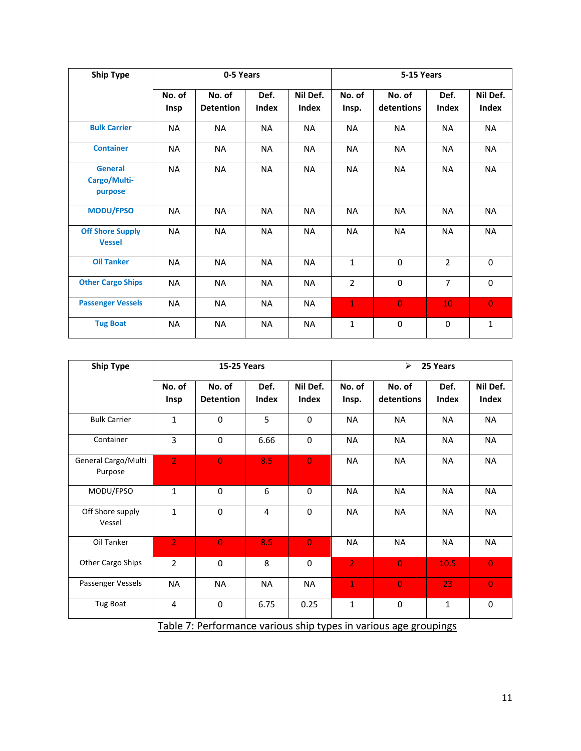| Ship Type | 0-5 Years | | | | 5-15 Years | | | |
|---|---|---|---|---|---|---|---|---|
| | No. of Insp | No. of Detention | Def. Index | Nil Def. Index | No. of Insp. | No. of detentions | Def. Index | Nil Def. Index |
| Bulk Carrier | NA | NA | NA | NA | NA | NA | NA | NA |
| Container | NA | NA | NA | NA | NA | NA | NA | NA |
| General Cargo/Multi-purpose | NA | NA | NA | NA | NA | NA | NA | NA |
| MODU/FPSO | NA | NA | NA | NA | NA | NA | NA | NA |
| Off Shore Supply Vessel | NA | NA | NA | NA | NA | NA | NA | NA |
| Oil Tanker | NA | NA | NA | NA | 1 | 0 | 2 | 0 |
| Other Cargo Ships | NA | NA | NA | NA | 2 | 0 | 7 | 0 |
| Passenger Vessels | NA | NA | NA | NA | 1 | 0 | 10 | 0 |
| Tug Boat | NA | NA | NA | NA | 1 | 0 | 0 | 1 |

| Ship Type | 15-25 Years | | | | > 25 Years | | | |
|---|---|---|---|---|---|---|---|---|
| | No. of Insp | No. of Detention | Def. Index | Nil Def. Index | No. of Insp. | No. of detentions | Def. Index | Nil Def. Index |
| Bulk Carrier | 1 | 0 | 5 | 0 | NA | NA | NA | NA |
| Container | 3 | 0 | 6.66 | 0 | NA | NA | NA | NA |
| General Cargo/Multi Purpose | 2 | 0 | 8.5 | 0 | NA | NA | NA | NA |
| MODU/FPSO | 1 | 0 | 6 | 0 | NA | NA | NA | NA |
| Off Shore supply Vessel | 1 | 0 | 4 | 0 | NA | NA | NA | NA |
| Oil Tanker | 2 | 0 | 8.5 | 0 | NA | NA | NA | NA |
| Other Cargo Ships | 2 | 0 | 8 | 0 | 2 | 0 | 10.5 | 0 |
| Passenger Vessels | NA | NA | NA | NA | 1 | 0 | 23 | 0 |
| Tug Boat | 4 | 0 | 6.75 | 0.25 | 1 | 0 | 1 | 0 |

Table 7: Performance various ship types in various age groupings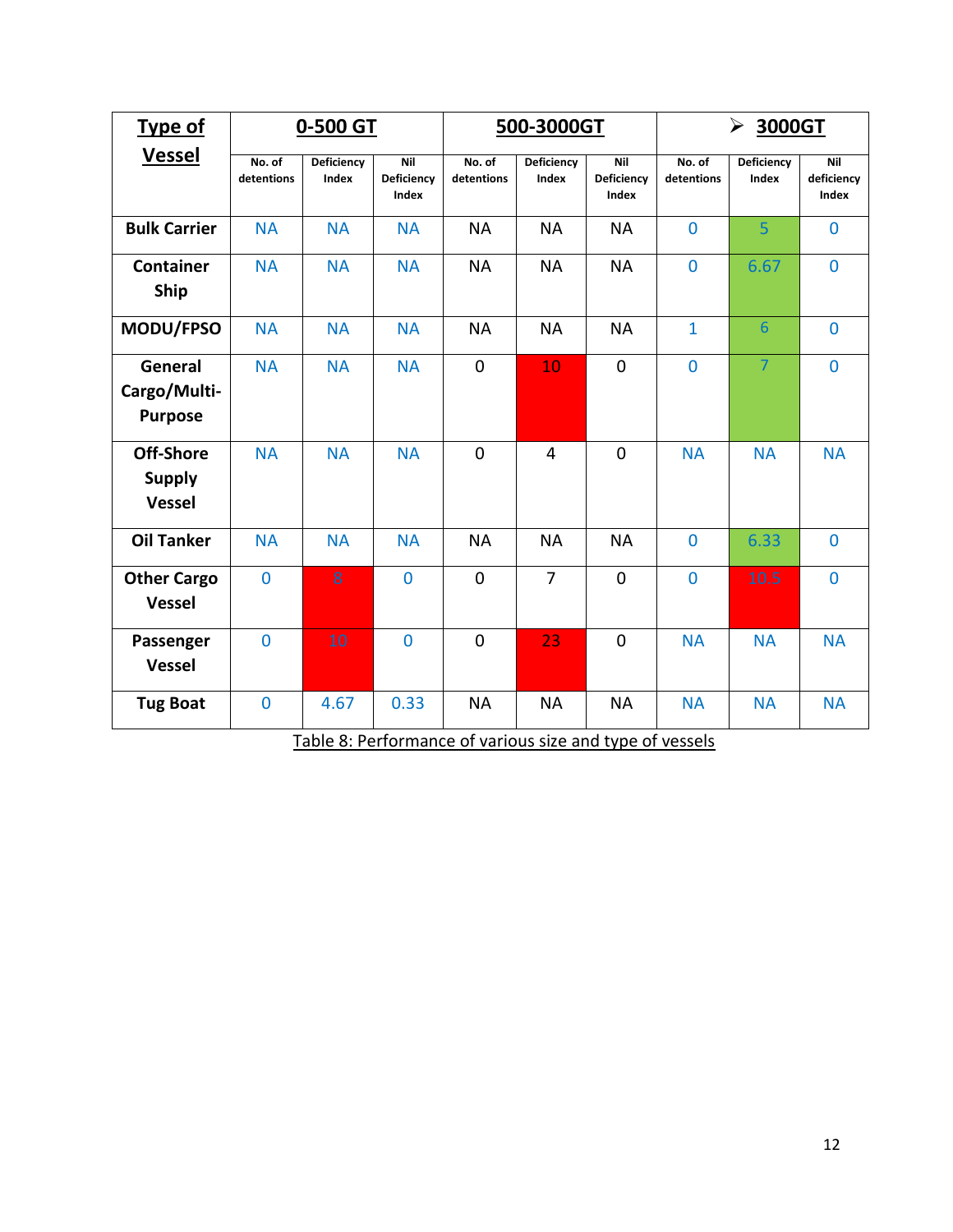| Type of Vessel | 0-500 GT | | | 500-3000GT | | | ➢ 3000GT | | |
|---|---|---|---|---|---|---|---|---|---|
| | No. of detentions | Deficiency Index | Nil Deficiency Index | No. of detentions | Deficiency Index | Nil Deficiency Index | No. of detentions | Deficiency Index | Nil deficiency Index |
| Bulk Carrier | NA | NA | NA | NA | NA | NA | 0 | 5 | 0 |
| Container Ship | NA | NA | NA | NA | NA | NA | 0 | 6.67 | 0 |
| MODU/FPSO | NA | NA | NA | NA | NA | NA | 1 | 6 | 0 |
| General Cargo/Multi-Purpose | NA | NA | NA | 0 | 10 | 0 | 0 | 7 | 0 |
| Off-Shore Supply Vessel | NA | NA | NA | 0 | 4 | 0 | NA | NA | NA |
| Oil Tanker | NA | NA | NA | NA | NA | NA | 0 | 6.33 | 0 |
| Other Cargo Vessel | 0 | 8 | 0 | 0 | 7 | 0 | 0 | 10.5 | 0 |
| Passenger Vessel | 0 | 10 | 0 | 0 | 23 | 0 | NA | NA | NA |
| Tug Boat | 0 | 4.67 | 0.33 | NA | NA | NA | NA | NA | NA |

Table 8: Performance of various size and type of vessels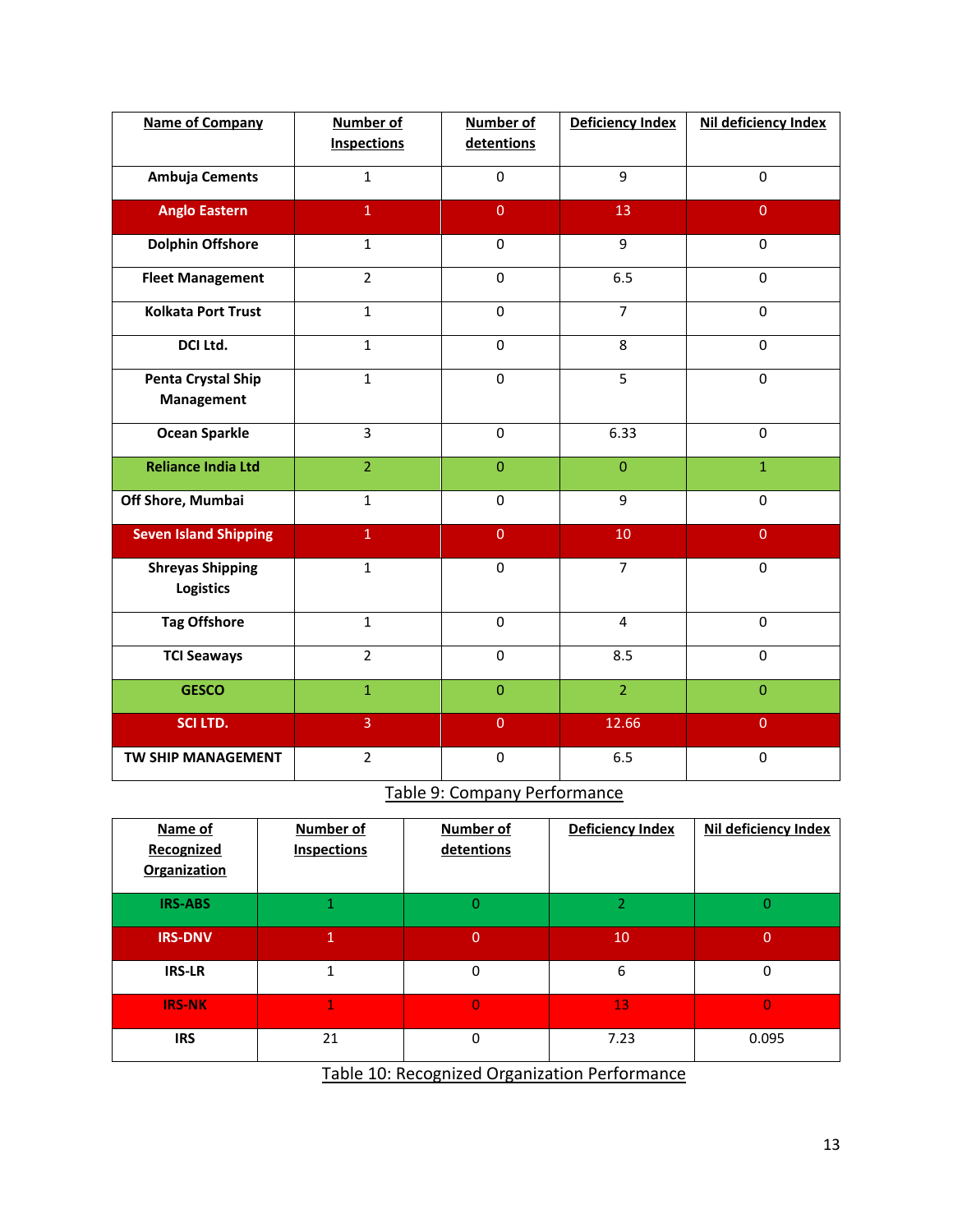| Name of Company | Number of Inspections | Number of detentions | Deficiency Index | Nil deficiency Index |
|---|---|---|---|---|
| Ambuja Cements | 1 | 0 | 9 | 0 |
| Anglo Eastern | 1 | 0 | 13 | 0 |
| Dolphin Offshore | 1 | 0 | 9 | 0 |
| Fleet Management | 2 | 0 | 6.5 | 0 |
| Kolkata Port Trust | 1 | 0 | 7 | 0 |
| DCI Ltd. | 1 | 0 | 8 | 0 |
| Penta Crystal Ship Management | 1 | 0 | 5 | 0 |
| Ocean Sparkle | 3 | 0 | 6.33 | 0 |
| Reliance India Ltd | 2 | 0 | 0 | 1 |
| Off Shore, Mumbai | 1 | 0 | 9 | 0 |
| Seven Island Shipping | 1 | 0 | 10 | 0 |
| Shreyas Shipping Logistics | 1 | 0 | 7 | 0 |
| Tag Offshore | 1 | 0 | 4 | 0 |
| TCI Seaways | 2 | 0 | 8.5 | 0 |
| GESCO | 1 | 0 | 2 | 0 |
| SCI LTD. | 3 | 0 | 12.66 | 0 |
| TW SHIP MANAGEMENT | 2 | 0 | 6.5 | 0 |

Table 9: Company Performance

| Name of Recognized Organization | Number of Inspections | Number of detentions | Deficiency Index | Nil deficiency Index |
|---|---|---|---|---|
| IRS-ABS | 1 | 0 | 2 | 0 |
| IRS-DNV | 1 | 0 | 10 | 0 |
| IRS-LR | 1 | 0 | 6 | 0 |
| IRS-NK | 1 | 0 | 13 | 0 |
| IRS | 21 | 0 | 7.23 | 0.095 |

Table 10: Recognized Organization Performance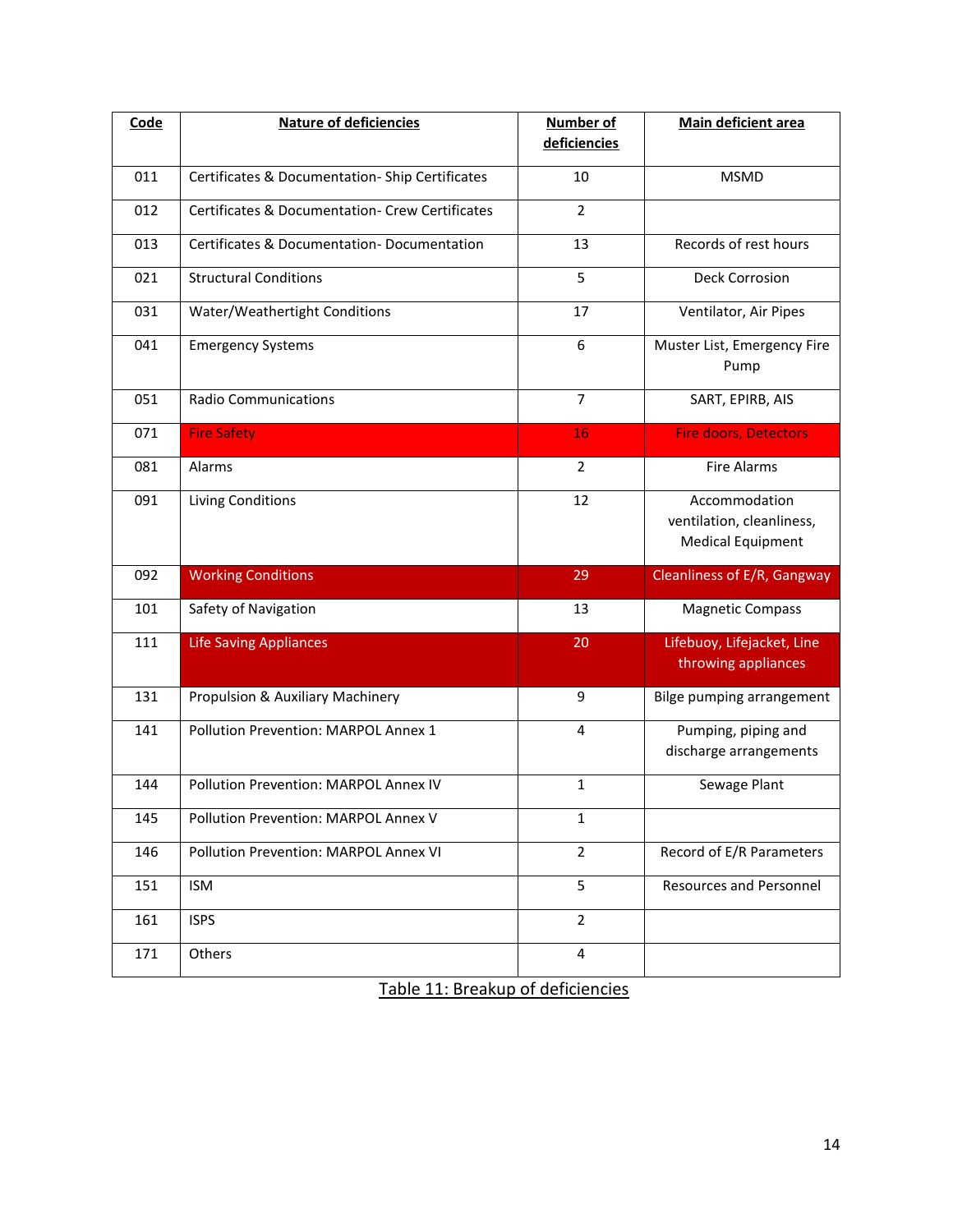| Code | Nature of deficiencies | Number of deficiencies | Main deficient area |
|---|---|---|---|
| 011 | Certificates & Documentation- Ship Certificates | 10 | MSMD |
| 012 | Certificates & Documentation- Crew Certificates | 2 | |
| 013 | Certificates & Documentation- Documentation | 13 | Records of rest hours |
| 021 | Structural Conditions | 5 | Deck Corrosion |
| 031 | Water/Weathertight Conditions | 17 | Ventilator, Air Pipes |
| 041 | Emergency Systems | 6 | Muster List, Emergency Fire Pump |
| 051 | Radio Communications | 7 | SART, EPIRB, AIS |
| 071 | Fire Safety | 16 | Fire doors, Detectors |
| 081 | Alarms | 2 | Fire Alarms |
| 091 | Living Conditions | 12 | Accommodation ventilation, cleanliness, Medical Equipment |
| 092 | Working Conditions | 29 | Cleanliness of E/R, Gangway |
| 101 | Safety of Navigation | 13 | Magnetic Compass |
| 111 | Life Saving Appliances | 20 | Lifebuoy, Lifejacket, Line throwing appliances |
| 131 | Propulsion & Auxiliary Machinery | 9 | Bilge pumping arrangement |
| 141 | Pollution Prevention: MARPOL Annex 1 | 4 | Pumping, piping and discharge arrangements |
| 144 | Pollution Prevention: MARPOL Annex IV | 1 | Sewage Plant |
| 145 | Pollution Prevention: MARPOL Annex V | 1 | |
| 146 | Pollution Prevention: MARPOL Annex VI | 2 | Record of E/R Parameters |
| 151 | ISM | 5 | Resources and Personnel |
| 161 | ISPS | 2 | |
| 171 | Others | 4 | |

Table 11: Breakup of deficiencies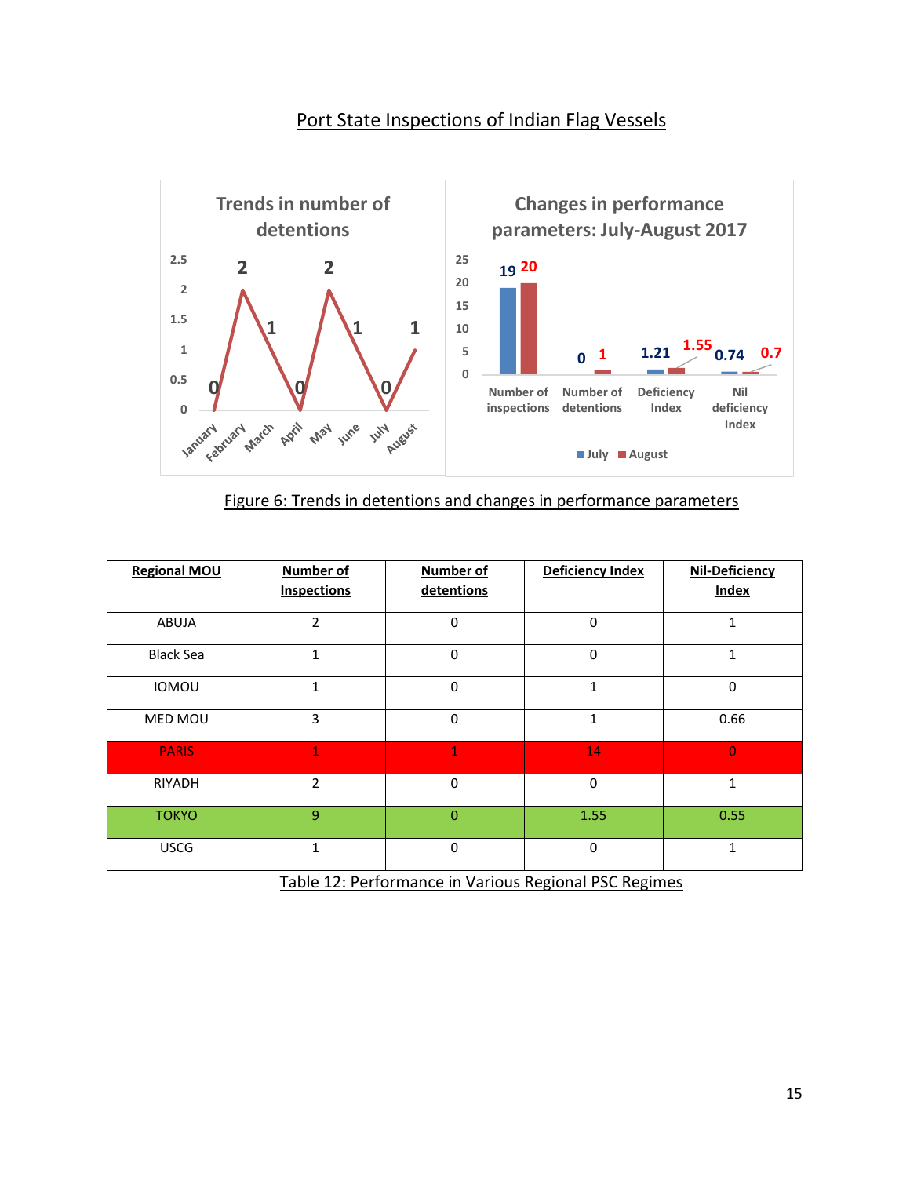## Port State Inspections of Indian Flag Vessels

Figure 6: Trends in detentions and changes in performance parameters

| Regional MOU | Number of Inspections | Number of detentions | Deficiency Index | Nil-Deficiency Index |
|---|---|---|---|---|
| ABUJA | 2 | 0 | 0 | 1 |
| Black Sea | 1 | 0 | 0 | 1 |
| IOMOU | 1 | 0 | 1 | 0 |
| MED MOU | 3 | 0 | 1 | 0.66 |
| PARIS | 1 | 1 | 14 | 0 |
| RIYADH | 2 | 0 | 0 | 1 |
| TOKYO | 9 | 0 | 1.55 | 0.55 |
| USCG | 1 | 0 | 0 | 1 |

Table 12: Performance in Various Regional PSC Regimes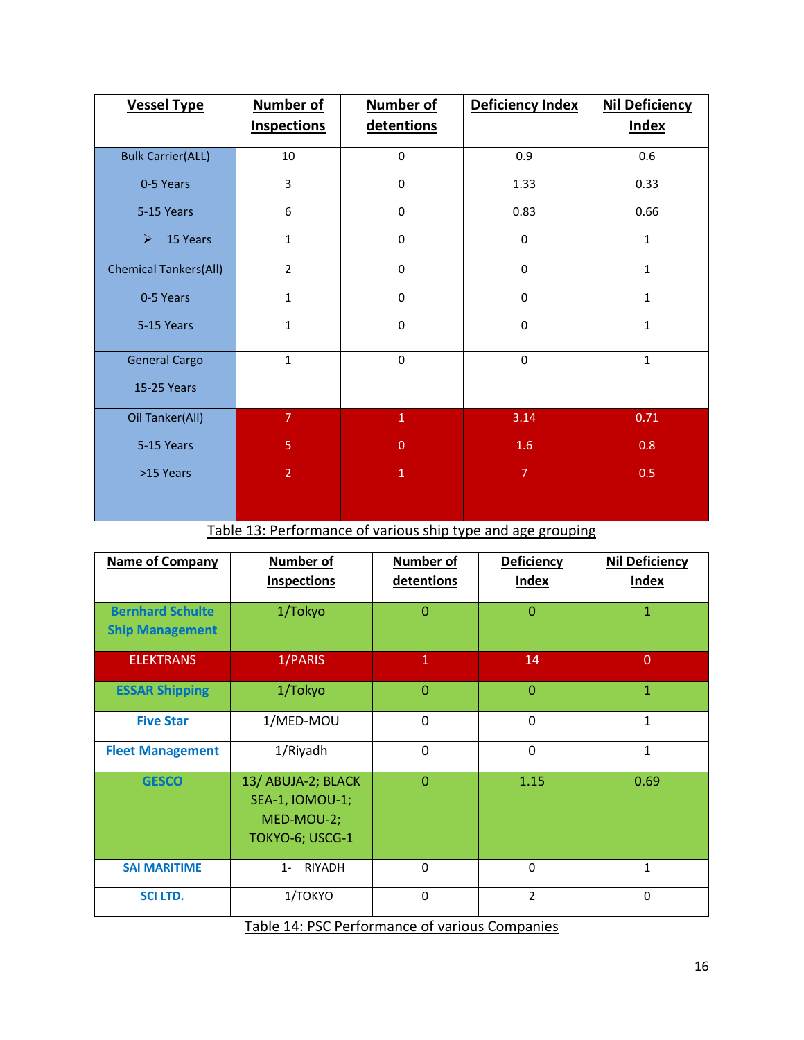| Vessel Type | Number of Inspections | Number of detentions | Deficiency Index | Nil Deficiency Index |
|---|---|---|---|---|
| Bulk Carrier(ALL) | 10 | 0 | 0.9 | 0.6 |
| 0-5 Years | 3 | 0 | 1.33 | 0.33 |
| 5-15 Years | 6 | 0 | 0.83 | 0.66 |
| ➢ 15 Years | 1 | 0 | 0 | 1 |
| Chemical Tankers(All) | 2 | 0 | 0 | 1 |
| 0-5 Years | 1 | 0 | 0 | 1 |
| 5-15 Years | 1 | 0 | 0 | 1 |
| General Cargo 15-25 Years | 1 | 0 | 0 | 1 |
| Oil Tanker(All) | 7 | 1 | 3.14 | 0.71 |
| 5-15 Years | 5 | 0 | 1.6 | 0.8 |
| >15 Years | 2 | 1 | 7 | 0.5 |

Table 13: Performance of various ship type and age grouping

| Name of Company | Number of Inspections | Number of detentions | Deficiency Index | Nil Deficiency Index |
|---|---|---|---|---|
| Bernhard Schulte Ship Management | 1/Tokyo | 0 | 0 | 1 |
| ELEKTRANS | 1/PARIS | 1 | 14 | 0 |
| ESSAR Shipping | 1/Tokyo | 0 | 0 | 1 |
| Five Star | 1/MED-MOU | 0 | 0 | 1 |
| Fleet Management | 1/Riyadh | 0 | 0 | 1 |
| GESCO | 13/ ABUJA-2; BLACK SEA-1, IOMOU-1; MED-MOU-2; TOKYO-6; USCG-1 | 0 | 1.15 | 0.69 |
| SAI MARITIME | 1- RIYADH | 0 | 0 | 1 |
| SCI LTD. | 1/TOKYO | 0 | 2 | 0 |

Table 14: PSC Performance of various Companies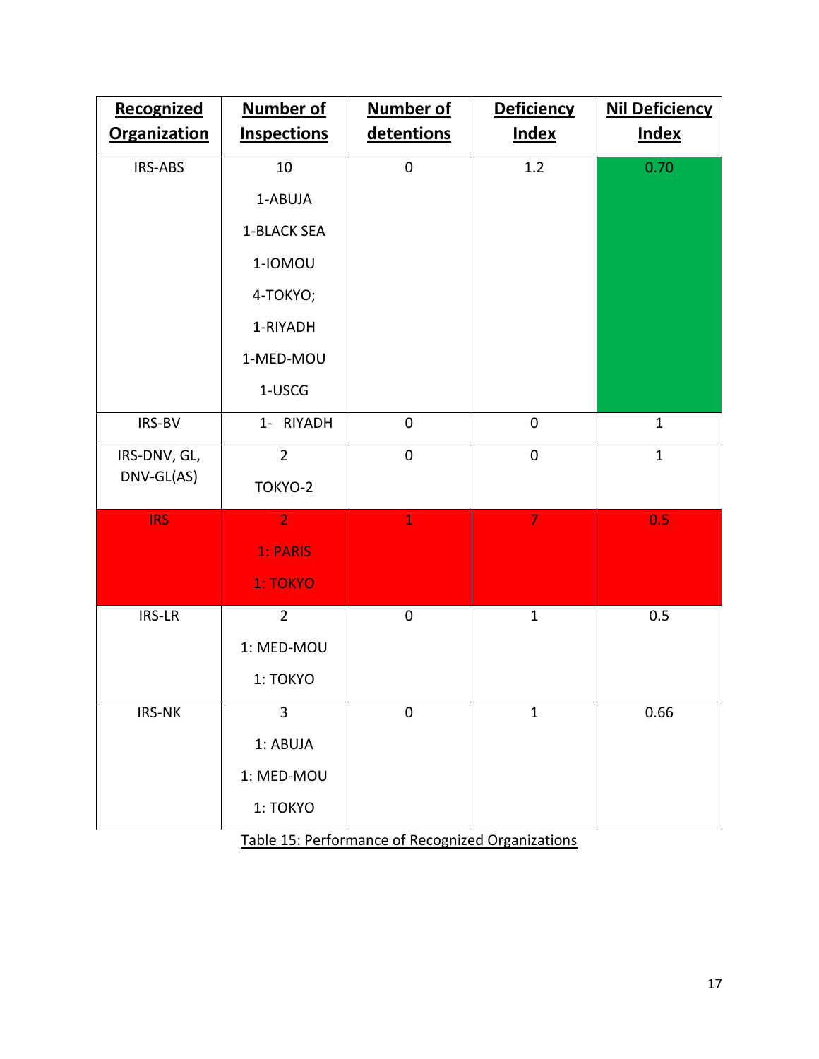| Recognized Organization | Number of Inspections | Number of detentions | Deficiency Index | Nil Deficiency Index |
|---|---|---|---|---|
| IRS-ABS | 10<br>1-ABUJA<br>1-BLACK SEA<br>1-IOMOU<br>4-TOKYO;<br>1-RIYADH<br>1-MED-MOU<br>1-USCG | 0 | 1.2 | 0.70 |
| IRS-BV | 1- RIYADH | 0 | 0 | 1 |
| IRS-DNV, GL, DNV-GL(AS) | 2<br>TOKYO-2 | 0 | 0 | 1 |
| IRS | 2<br>1: PARIS<br>1: TOKYO | 1 | 7 | 0.5 |
| IRS-LR | 2<br>1: MED-MOU<br>1: TOKYO | 0 | 1 | 0.5 |
| IRS-NK | 3<br>1: ABUJA<br>1: MED-MOU<br>1: TOKYO | 0 | 1 | 0.66 |

Table 15: Performance of Recognized Organizations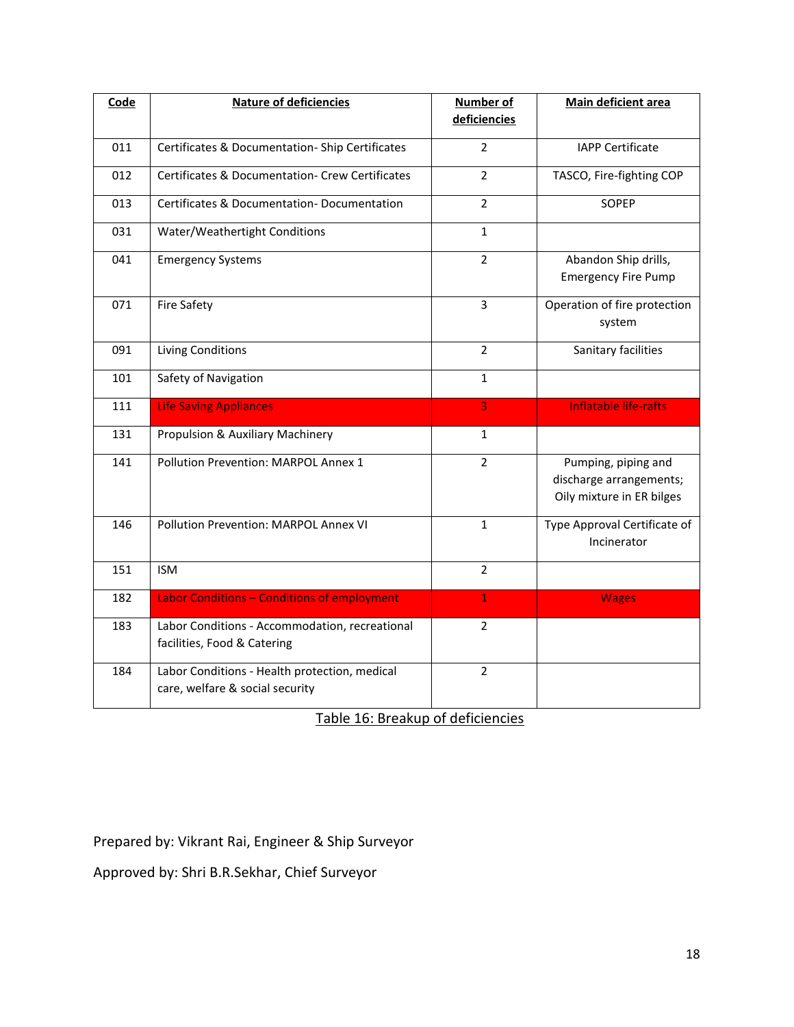| Code | Nature of deficiencies | Number of deficiencies | Main deficient area |
|---|---|---|---|
| 011 | Certificates & Documentation- Ship Certificates | 2 | IAPP Certificate |
| 012 | Certificates & Documentation- Crew Certificates | 2 | TASCO, Fire-fighting COP |
| 013 | Certificates & Documentation- Documentation | 2 | SOPEP |
| 031 | Water/Weathertight Conditions | 1 | |
| 041 | Emergency Systems | 2 | Abandon Ship drills, Emergency Fire Pump |
| 071 | Fire Safety | 3 | Operation of fire protection system |
| 091 | Living Conditions | 2 | Sanitary facilities |
| 101 | Safety of Navigation | 1 | |
| 111 | Life Saving Appliances | 3 | Inflatable life-rafts |
| 131 | Propulsion & Auxiliary Machinery | 1 | |
| 141 | Pollution Prevention: MARPOL Annex 1 | 2 | Pumping, piping and discharge arrangements; Oily mixture in ER bilges |
| 146 | Pollution Prevention: MARPOL Annex VI | 1 | Type Approval Certificate of Incinerator |
| 151 | ISM | 2 | |
| 182 | Labor Conditions – Conditions of employment | 1 | Wages |
| 183 | Labor Conditions - Accommodation, recreational facilities, Food & Catering | 2 | |
| 184 | Labor Conditions - Health protection, medical care, welfare & social security | 2 | |

Table 16: Breakup of deficiencies

Prepared by: Vikrant Rai, Engineer & Ship Surveyor

Approved by: Shri B.R.Sekhar, Chief Surveyor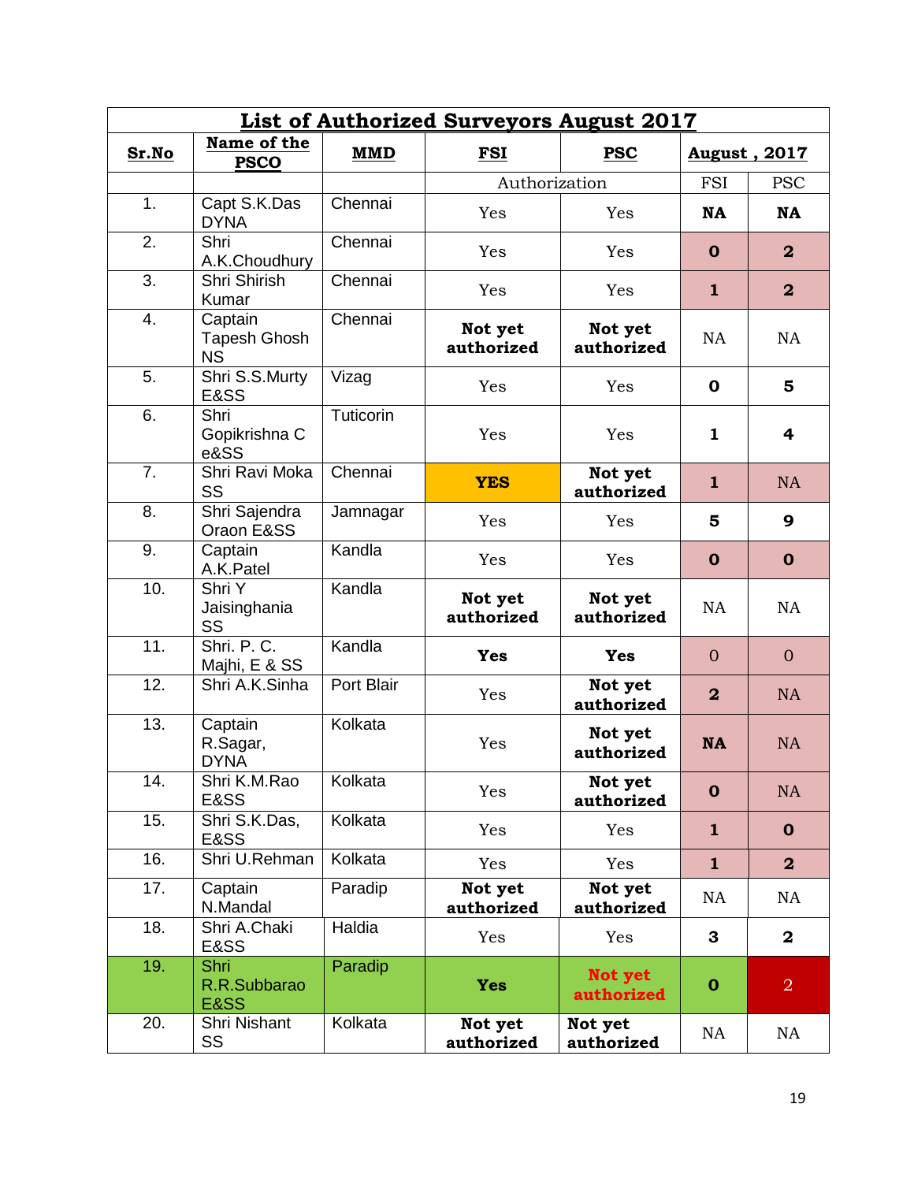| List of Authorized Surveyors August 2017 | | | | | | |
|---|---|---|---|---|---|---|
| **Sr.No** | **Name of the PSCO** | **MMD** | **FSI** | **PSC** | **August , 2017** | |
| | | | Authorization | | FSI | PSC |
| 1. | Capt S.K.Das DYNA | Chennai | Yes | Yes | **NA** | **NA** |
| 2. | Shri A.K.Choudhury | Chennai | Yes | Yes | **0** | **2** |
| 3. | Shri Shirish Kumar | Chennai | Yes | Yes | **1** | **2** |
| 4. | Captain Tapesh Ghosh NS | Chennai | **Not yet authorized** | **Not yet authorized** | NA | NA |
| 5. | Shri S.S.Murty E&SS | Vizag | Yes | Yes | **0** | **5** |
| 6. | Shri Gopikrishna C e&SS | Tuticorin | Yes | Yes | **1** | **4** |
| 7. | Shri Ravi Moka SS | Chennai | **YES** | **Not yet authorized** | **1** | NA |
| 8. | Shri Sajendra Oraon E&SS | Jamnagar | Yes | Yes | **5** | **9** |
| 9. | Captain A.K.Patel | Kandla | Yes | Yes | **0** | **0** |
| 10. | Shri Y Jaisinghania SS | Kandla | **Not yet authorized** | **Not yet authorized** | NA | NA |
| 11. | Shri. P. C. Majhi, E & SS | Kandla | **Yes** | **Yes** | 0 | 0 |
| 12. | Shri A.K.Sinha | Port Blair | Yes | **Not yet authorized** | **2** | NA |
| 13. | Captain R.Sagar, DYNA | Kolkata | Yes | **Not yet authorized** | **NA** | NA |
| 14. | Shri K.M.Rao E&SS | Kolkata | Yes | **Not yet authorized** | **0** | NA |
| 15. | Shri S.K.Das, E&SS | Kolkata | Yes | Yes | **1** | **0** |
| 16. | Shri U.Rehman | Kolkata | Yes | Yes | **1** | **2** |
| 17. | Captain N.Mandal | Paradip | **Not yet authorized** | **Not yet authorized** | NA | NA |
| 18. | Shri A.Chaki E&SS | Haldia | Yes | Yes | **3** | **2** |
| 19. | Shri R.R.Subbarao E&SS | Paradip | **Yes** | **Not yet authorized** | **0** | 2 |
| 20. | Shri Nishant SS | Kolkata | **Not yet authorized** | **Not yet authorized** | NA | NA |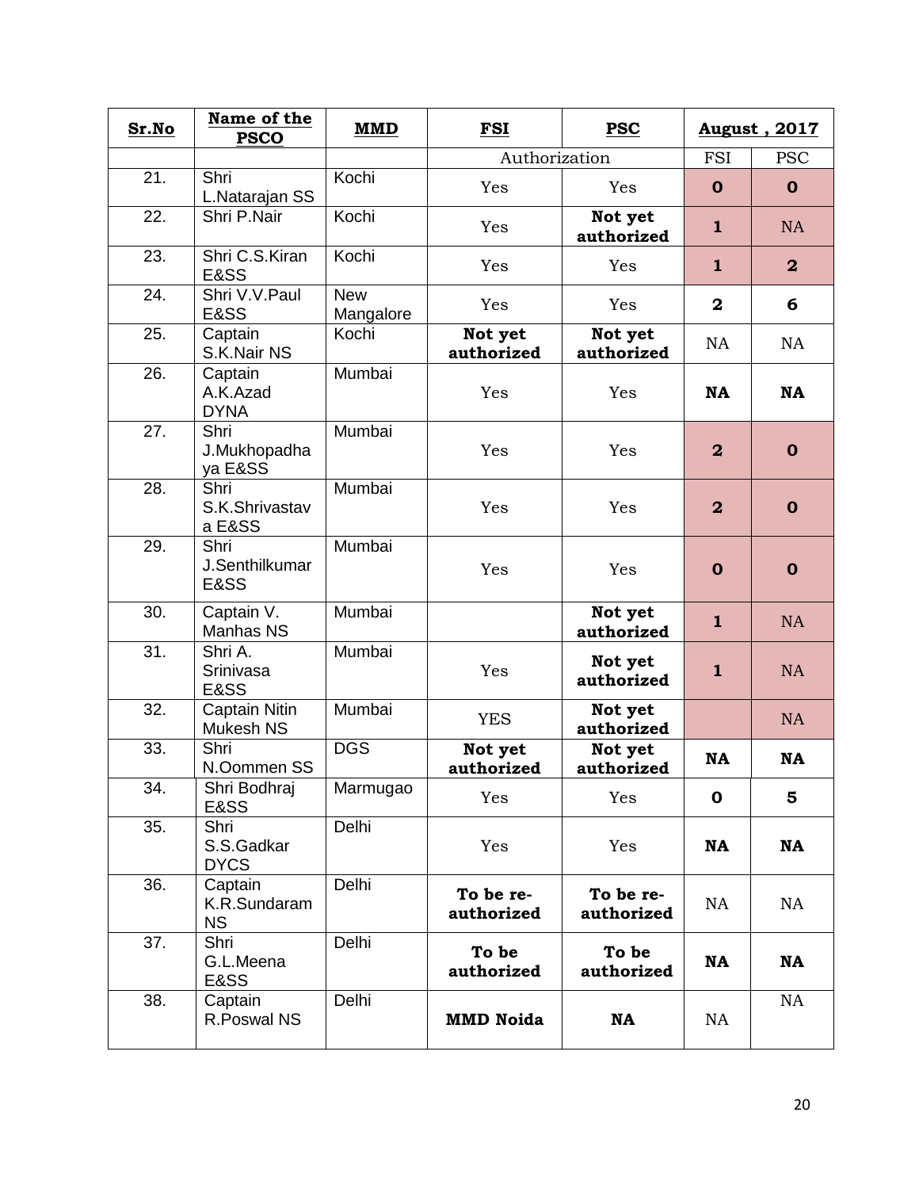| **Sr.No** | **Name of the PSCO** | **MMD** | **FSI** | **PSC** | **August , 2017** | |
|---|---|---|---|---|---|---|
| | | | Authorization | | FSI | PSC |
| 21. | Shri L.Natarajan SS | Kochi | Yes | Yes | **0** | **0** |
| 22. | Shri P.Nair | Kochi | Yes | **Not yet authorized** | **1** | NA |
| 23. | Shri C.S.Kiran E&SS | Kochi | Yes | Yes | **1** | **2** |
| 24. | Shri V.V.Paul E&SS | New Mangalore | Yes | Yes | **2** | **6** |
| 25. | Captain S.K.Nair NS | Kochi | **Not yet authorized** | **Not yet authorized** | NA | NA |
| 26. | Captain A.K.Azad DYNA | Mumbai | Yes | Yes | **NA** | **NA** |
| 27. | Shri J.Mukhopadhaya E&SS | Mumbai | Yes | Yes | **2** | **0** |
| 28. | Shri S.K.Shrivastava E&SS | Mumbai | Yes | Yes | **2** | **0** |
| 29. | Shri J.Senthilkumar E&SS | Mumbai | Yes | Yes | **0** | **0** |
| 30. | Captain V. Manhas NS | Mumbai | | **Not yet authorized** | **1** | NA |
| 31. | Shri A. Srinivasa E&SS | Mumbai | Yes | **Not yet authorized** | **1** | NA |
| 32. | Captain Nitin Mukesh NS | Mumbai | YES | **Not yet authorized** | | NA |
| 33. | Shri N.Oommen SS | DGS | **Not yet authorized** | **Not yet authorized** | **NA** | **NA** |
| 34. | Shri Bodhraj E&SS | Marmugao | Yes | Yes | **0** | **5** |
| 35. | Shri S.S.Gadkar DYCS | Delhi | Yes | Yes | **NA** | **NA** |
| 36. | Captain K.R.Sundaram NS | Delhi | **To be re-authorized** | **To be re-authorized** | NA | NA |
| 37. | Shri G.L.Meena E&SS | Delhi | **To be authorized** | **To be authorized** | **NA** | **NA** |
| 38. | Captain R.Poswal NS | Delhi | **MMD Noida** | **NA** | NA | NA |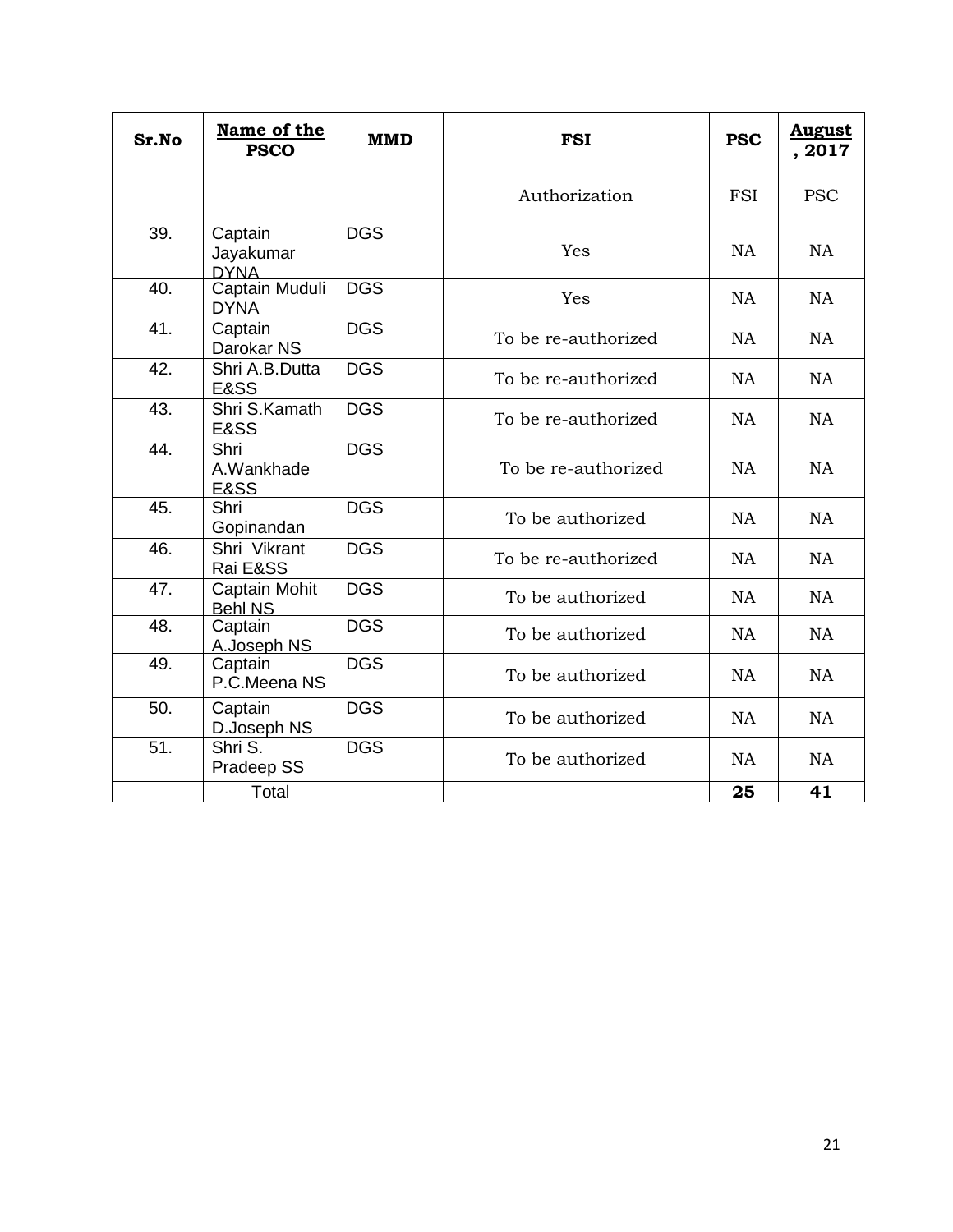| Sr.No | Name of the PSCO | MMD | FSI | PSC | August, 2017 |
|---|---|---|---|---|---|
| | | | Authorization | FSI | PSC |
| 39. | Captain Jayakumar DYNA | DGS | Yes | NA | NA |
| 40. | Captain Muduli DYNA | DGS | Yes | NA | NA |
| 41. | Captain Darokar NS | DGS | To be re-authorized | NA | NA |
| 42. | Shri A.B.Dutta E&SS | DGS | To be re-authorized | NA | NA |
| 43. | Shri S.Kamath E&SS | DGS | To be re-authorized | NA | NA |
| 44. | Shri A.Wankhade E&SS | DGS | To be re-authorized | NA | NA |
| 45. | Shri Gopinandan | DGS | To be authorized | NA | NA |
| 46. | Shri Vikrant Rai E&SS | DGS | To be re-authorized | NA | NA |
| 47. | Captain Mohit Behl NS | DGS | To be authorized | NA | NA |
| 48. | Captain A.Joseph NS | DGS | To be authorized | NA | NA |
| 49. | Captain P.C.Meena NS | DGS | To be authorized | NA | NA |
| 50. | Captain D.Joseph NS | DGS | To be authorized | NA | NA |
| 51. | Shri S. Pradeep SS | DGS | To be authorized | NA | NA |
| | Total | | | **25** | **41** |